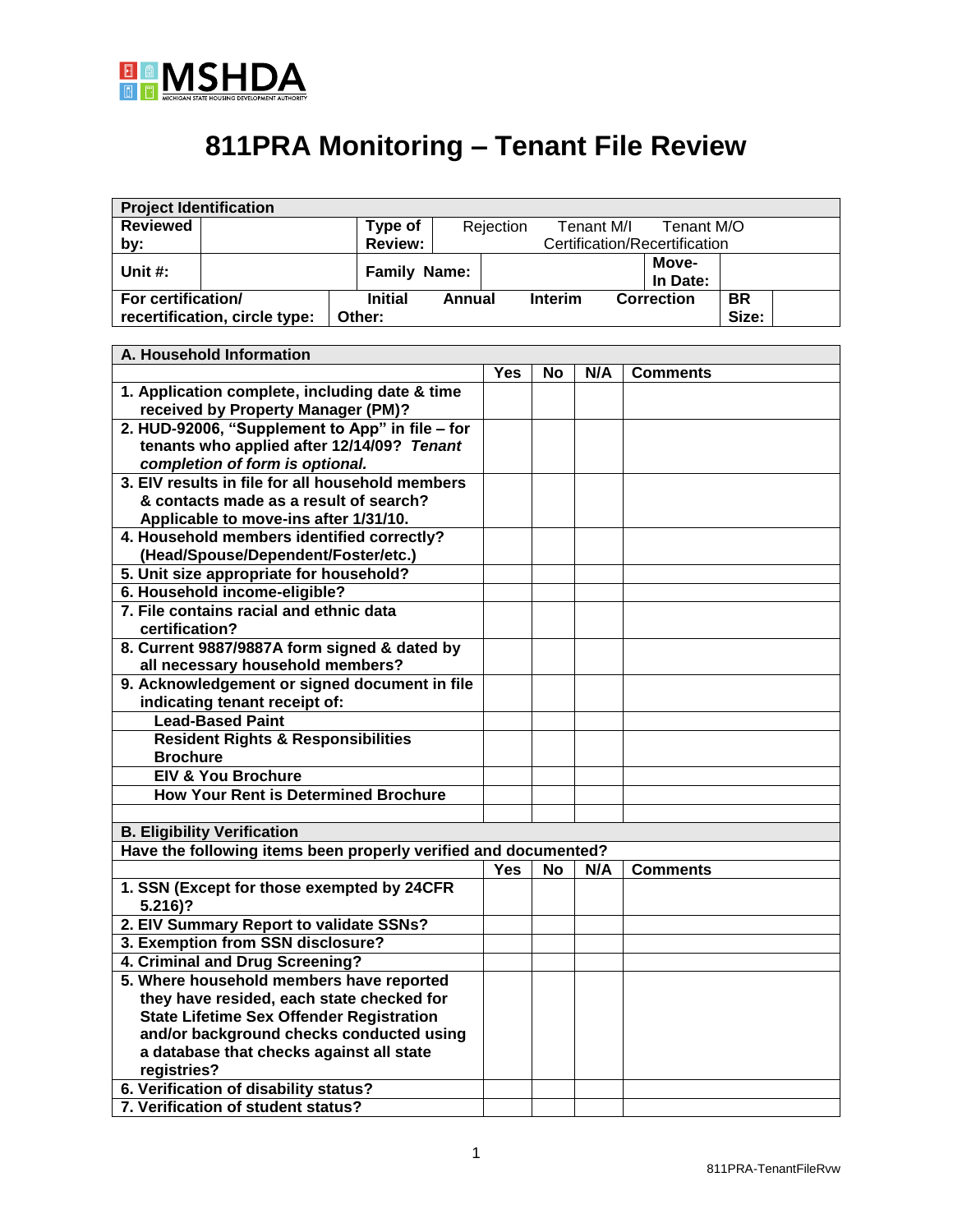MSHDA
MICHIGAN STATE HOUSING DEVELOPMENT AUTHORITY

# 811PRA Monitoring – Tenant File Review

| **Project Identification** | | | | |
|---|---|---|---|---|
| **Reviewed by:** | | **Type of Review:** | Rejection  Tenant M/I  Tenant M/O  Certification/Recertification | |
| **Unit #:** | | **Family Name:** | | **Move-In Date:** |
| **For certification/ recertification, circle type:** | **Initial  Annual  Interim  Correction  Other:** | | **BR Size:** | |

| **A. Household Information** | | | | |
|---|---|---|---|---|
| | **Yes** | **No** | **N/A** | **Comments** |
| **1. Application complete, including date & time received by Property Manager (PM)?** | | | | |
| **2. HUD-92006, "Supplement to App" in file – for tenants who applied after 12/14/09?** ***Tenant completion of form is optional.*** | | | | |
| **3. EIV results in file for all household members & contacts made as a result of search? Applicable to move-ins after 1/31/10.** | | | | |
| **4. Household members identified correctly? (Head/Spouse/Dependent/Foster/etc.)** | | | | |
| **5. Unit size appropriate for household?** | | | | |
| **6. Household income-eligible?** | | | | |
| **7. File contains racial and ethnic data certification?** | | | | |
| **8. Current 9887/9887A form signed & dated by all necessary household members?** | | | | |
| **9. Acknowledgement or signed document in file indicating tenant receipt of:** | | | | |
| **Lead-Based Paint** | | | | |
| **Resident Rights & Responsibilities Brochure** | | | | |
| **EIV & You Brochure** | | | | |
| **How Your Rent is Determined Brochure** | | | | |
| | | | | |

| **B. Eligibility Verification** | | | | |
|---|---|---|---|---|
| **Have the following items been properly verified and documented?** | | | | |
| | **Yes** | **No** | **N/A** | **Comments** |
| **1. SSN (Except for those exempted by 24CFR 5.216)?** | | | | |
| **2. EIV Summary Report to validate SSNs?** | | | | |
| **3. Exemption from SSN disclosure?** | | | | |
| **4. Criminal and Drug Screening?** | | | | |
| **5. Where household members have reported they have resided, each state checked for State Lifetime Sex Offender Registration and/or background checks conducted using a database that checks against all state registries?** | | | | |
| **6. Verification of disability status?** | | | | |
| **7. Verification of student status?** | | | | |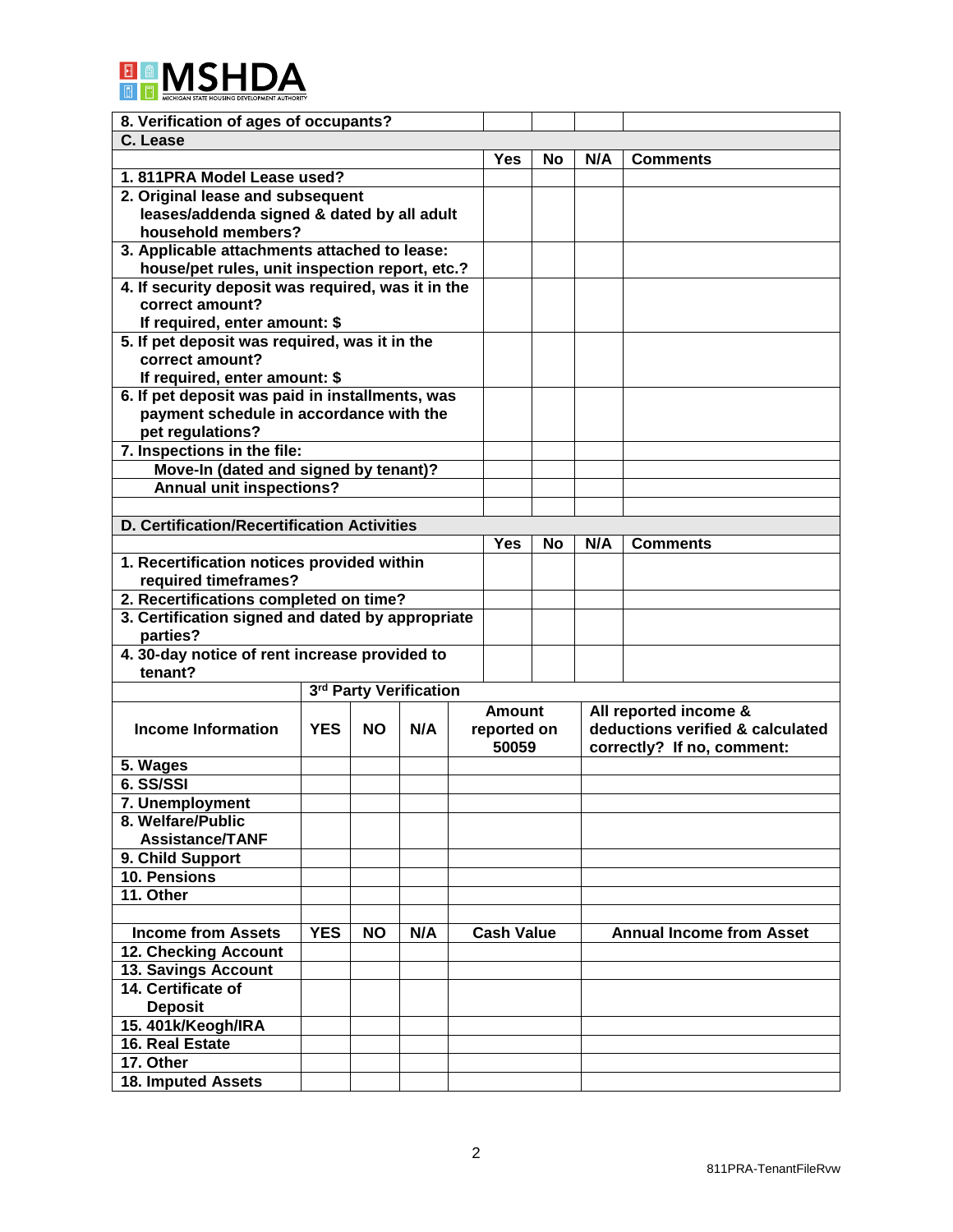| 8. Verification of ages of occupants? | | | | |
|---|---|---|---|---|
| **C. Lease** | | | | |
| | **Yes** | **No** | **N/A** | **Comments** |
| 1. 811PRA Model Lease used? | | | | |
| 2. Original lease and subsequent leases/addenda signed & dated by all adult household members? | | | | |
| 3. Applicable attachments attached to lease: house/pet rules, unit inspection report, etc.? | | | | |
| 4. If security deposit was required, was it in the correct amount? If required, enter amount: $ | | | | |
| 5. If pet deposit was required, was it in the correct amount? If required, enter amount: $ | | | | |
| 6. If pet deposit was paid in installments, was payment schedule in accordance with the pet regulations? | | | | |
| 7. Inspections in the file: | | | | |
| Move-In (dated and signed by tenant)? | | | | |
| Annual unit inspections? | | | | |
| | | | | |
| **D. Certification/Recertification Activities** | | | | |
| | **Yes** | **No** | **N/A** | **Comments** |
| 1. Recertification notices provided within required timeframes? | | | | |
| 2. Recertifications completed on time? | | | | |
| 3. Certification signed and dated by appropriate parties? | | | | |
| 4. 30-day notice of rent increase provided to tenant? | | | | |

| | 3rd Party Verification | | | | |
|---|---|---|---|---|---|
| **Income Information** | **YES** | **NO** | **N/A** | **Amount reported on 50059** | **All reported income & deductions verified & calculated correctly? If no, comment:** |
| 5. Wages | | | | | |
| 6. SS/SSI | | | | | |
| 7. Unemployment | | | | | |
| 8. Welfare/Public Assistance/TANF | | | | | |
| 9. Child Support | | | | | |
| 10. Pensions | | | | | |
| 11. Other | | | | | |
| | | | | | |
| **Income from Assets** | **YES** | **NO** | **N/A** | **Cash Value** | **Annual Income from Asset** |
| 12. Checking Account | | | | | |
| 13. Savings Account | | | | | |
| 14. Certificate of Deposit | | | | | |
| 15. 401k/Keogh/IRA | | | | | |
| 16. Real Estate | | | | | |
| 17. Other | | | | | |
| 18. Imputed Assets | | | | | |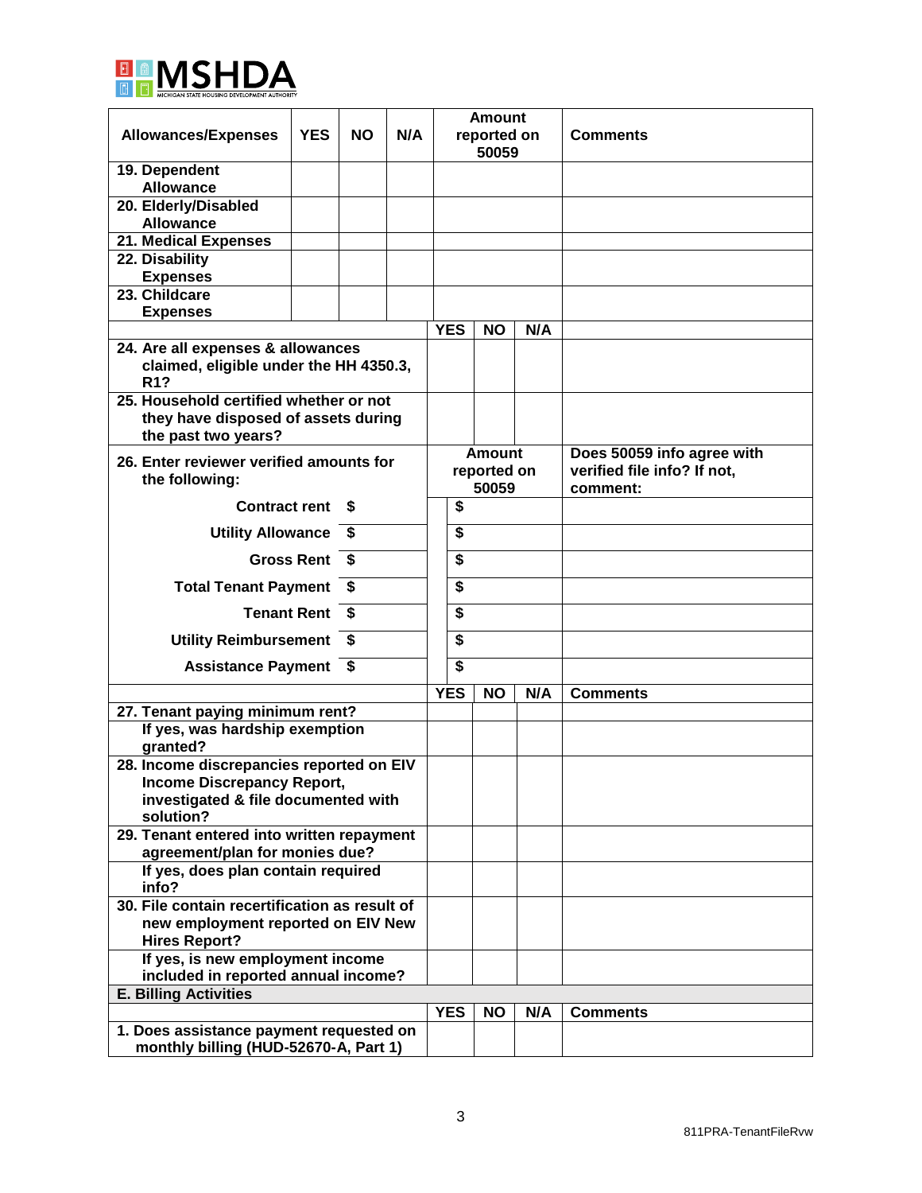| Allowances/Expenses | YES | NO | N/A | Amount reported on 50059 | Comments |
|---|---|---|---|---|---|
| 19. Dependent Allowance | | | | | |
| 20. Elderly/Disabled Allowance | | | | | |
| 21. Medical Expenses | | | | | |
| 22. Disability Expenses | | | | | |
| 23. Childcare Expenses | | | | | |

| | YES | NO | N/A | |
|---|---|---|---|---|
| 24. Are all expenses & allowances claimed, eligible under the HH 4350.3, R1? | | | | |
| 25. Household certified whether or not they have disposed of assets during the past two years? | | | | |

| 26. Enter reviewer verified amounts for the following: | | Amount reported on 50059 | Does 50059 info agree with verified file info? If not, comment: |
|---|---|---|---|
| Contract rent | $ | $ | |
| Utility Allowance | $ | $ | |
| Gross Rent | $ | $ | |
| Total Tenant Payment | $ | $ | |
| Tenant Rent | $ | $ | |
| Utility Reimbursement | $ | $ | |
| Assistance Payment | $ | $ | |

| | YES | NO | N/A | Comments |
|---|---|---|---|---|
| 27. Tenant paying minimum rent? | | | | |
| If yes, was hardship exemption granted? | | | | |
| 28. Income discrepancies reported on EIV Income Discrepancy Report, investigated & file documented with solution? | | | | |
| 29. Tenant entered into written repayment agreement/plan for monies due? | | | | |
| If yes, does plan contain required info? | | | | |
| 30. File contain recertification as result of new employment reported on EIV New Hires Report? | | | | |
| If yes, is new employment income included in reported annual income? | | | | |

**E. Billing Activities**

| | YES | NO | N/A | Comments |
|---|---|---|---|---|
| 1. Does assistance payment requested on monthly billing (HUD-52670-A, Part 1) | | | | |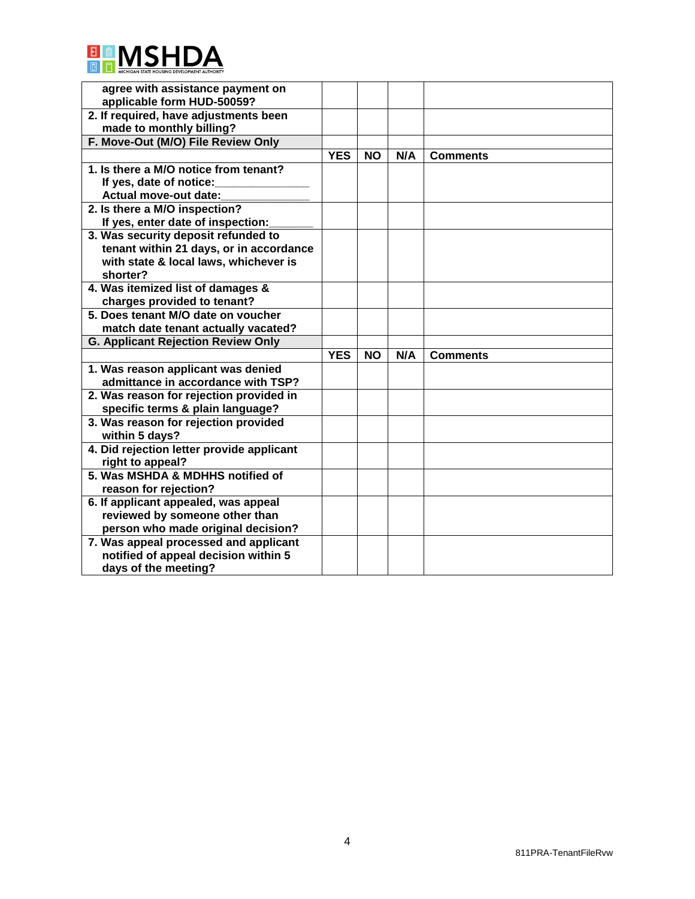| | | | | |
|---|---|---|---|---|
| agree with assistance payment on applicable form HUD-50059? | | | | |
| 2. If required, have adjustments been made to monthly billing? | | | | |
| **F. Move-Out (M/O) File Review Only** | | | | |
| | **YES** | **NO** | **N/A** | **Comments** |
| 1. Is there a M/O notice from tenant? If yes, date of notice:______________ Actual move-out date:_____________ | | | | |
| 2. Is there a M/O inspection? If yes, enter date of inspection:_______ | | | | |
| 3. Was security deposit refunded to tenant within 21 days, or in accordance with state & local laws, whichever is shorter? | | | | |
| 4. Was itemized list of damages & charges provided to tenant? | | | | |
| 5. Does tenant M/O date on voucher match date tenant actually vacated? | | | | |
| **G. Applicant Rejection Review Only** | | | | |
| | **YES** | **NO** | **N/A** | **Comments** |
| 1. Was reason applicant was denied admittance in accordance with TSP? | | | | |
| 2. Was reason for rejection provided in specific terms & plain language? | | | | |
| 3. Was reason for rejection provided within 5 days? | | | | |
| 4. Did rejection letter provide applicant right to appeal? | | | | |
| 5. Was MSHDA & MDHHS notified of reason for rejection? | | | | |
| 6. If applicant appealed, was appeal reviewed by someone other than person who made original decision? | | | | |
| 7. Was appeal processed and applicant notified of appeal decision within 5 days of the meeting? | | | | |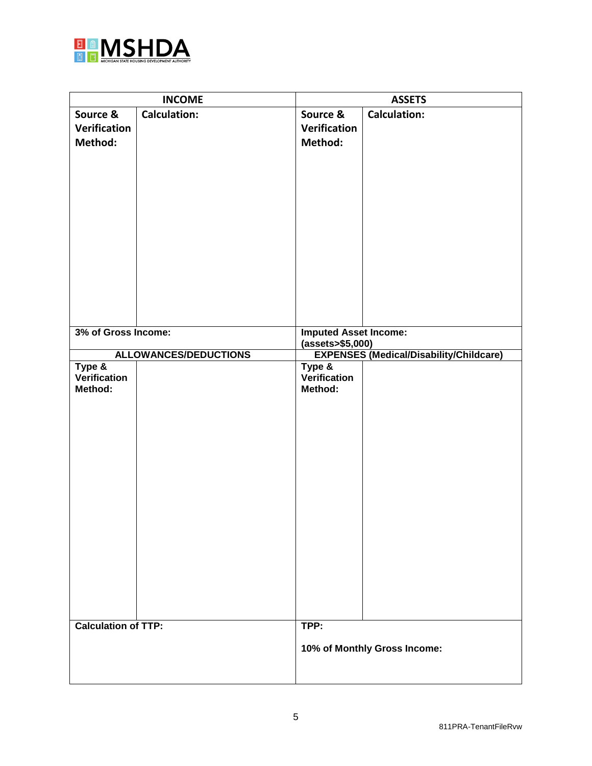| INCOME | | ASSETS | |
|---|---|---|---|
| **Source & Verification Method:** | **Calculation:** | **Source & Verification Method:** | **Calculation:** |
| **3% of Gross Income:** | | **Imputed Asset Income: (assets>$5,000)** | |
| **ALLOWANCES/DEDUCTIONS** | | **EXPENSES (Medical/Disability/Childcare)** | |
| **Type & Verification Method:** | | **Type & Verification Method:** | |
| **Calculation of TTP:** | | **TPP:**<br><br>**10% of Monthly Gross Income:** | |